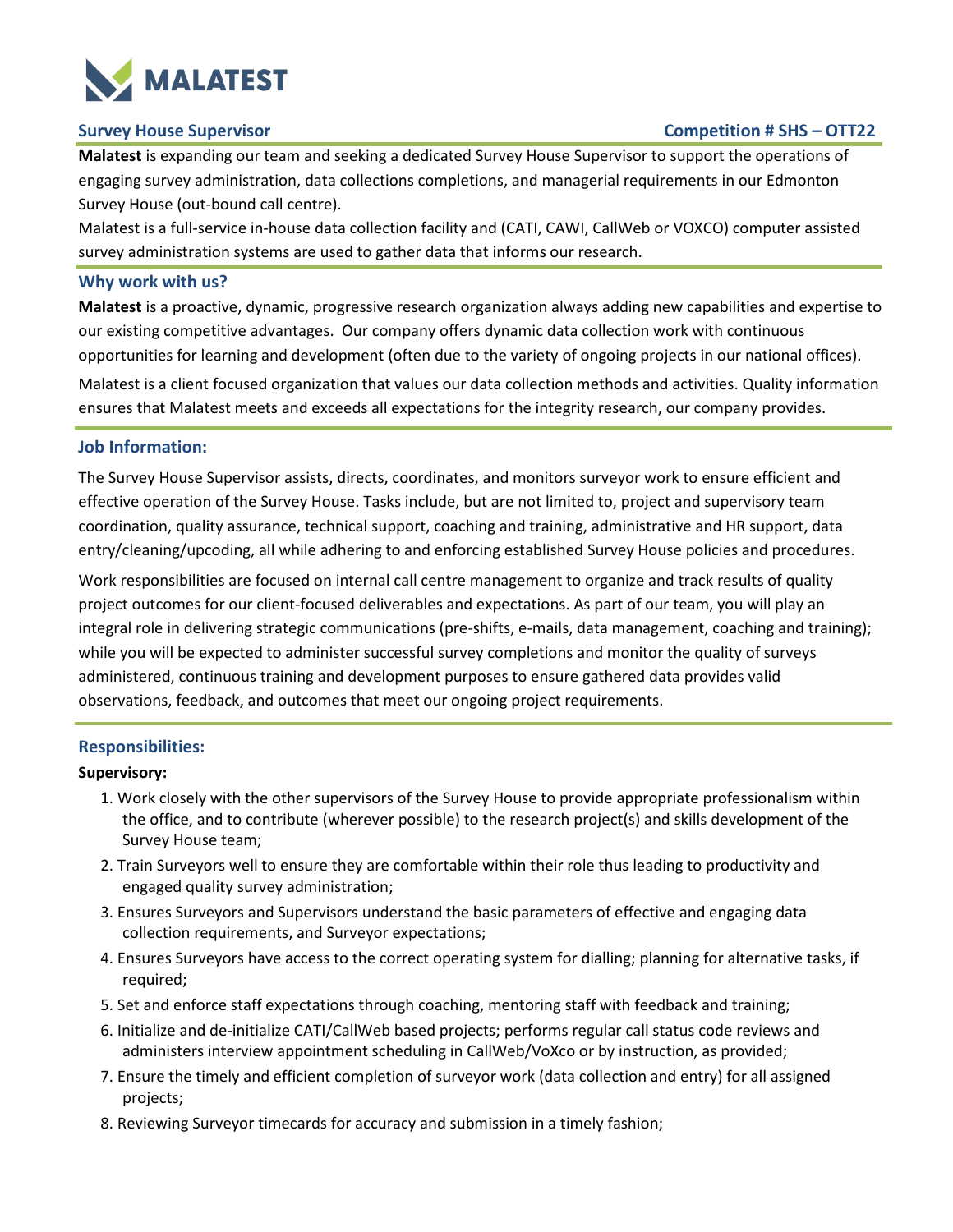MALATEST

## Survey House Supervisor

**Competition # SHS – OTT22**

**Malatest** is expanding our team and seeking a dedicated Survey House Supervisor to support the operations of engaging survey administration, data collections completions, and managerial requirements in our Edmonton Survey House (out-bound call centre).

Malatest is a full-service in-house data collection facility and (CATI, CAWI, CallWeb or VOXCO) computer assisted survey administration systems are used to gather data that informs our research.

## Why work with us?

**Malatest** is a proactive, dynamic, progressive research organization always adding new capabilities and expertise to our existing competitive advantages. Our company offers dynamic data collection work with continuous opportunities for learning and development (often due to the variety of ongoing projects in our national offices).

Malatest is a client focused organization that values our data collection methods and activities. Quality information ensures that Malatest meets and exceeds all expectations for the integrity research, our company provides.

## Job Information:

The Survey House Supervisor assists, directs, coordinates, and monitors surveyor work to ensure efficient and effective operation of the Survey House. Tasks include, but are not limited to, project and supervisory team coordination, quality assurance, technical support, coaching and training, administrative and HR support, data entry/cleaning/upcoding, all while adhering to and enforcing established Survey House policies and procedures.

Work responsibilities are focused on internal call centre management to organize and track results of quality project outcomes for our client-focused deliverables and expectations. As part of our team, you will play an integral role in delivering strategic communications (pre-shifts, e-mails, data management, coaching and training); while you will be expected to administer successful survey completions and monitor the quality of surveys administered, continuous training and development purposes to ensure gathered data provides valid observations, feedback, and outcomes that meet our ongoing project requirements.

## Responsibilities:

**Supervisory:**

1. Work closely with the other supervisors of the Survey House to provide appropriate professionalism within the office, and to contribute (wherever possible) to the research project(s) and skills development of the Survey House team;
2. Train Surveyors well to ensure they are comfortable within their role thus leading to productivity and engaged quality survey administration;
3. Ensures Surveyors and Supervisors understand the basic parameters of effective and engaging data collection requirements, and Surveyor expectations;
4. Ensures Surveyors have access to the correct operating system for dialling; planning for alternative tasks, if required;
5. Set and enforce staff expectations through coaching, mentoring staff with feedback and training;
6. Initialize and de-initialize CATI/CallWeb based projects; performs regular call status code reviews and administers interview appointment scheduling in CallWeb/VoXco or by instruction, as provided;
7. Ensure the timely and efficient completion of surveyor work (data collection and entry) for all assigned projects;
8. Reviewing Surveyor timecards for accuracy and submission in a timely fashion;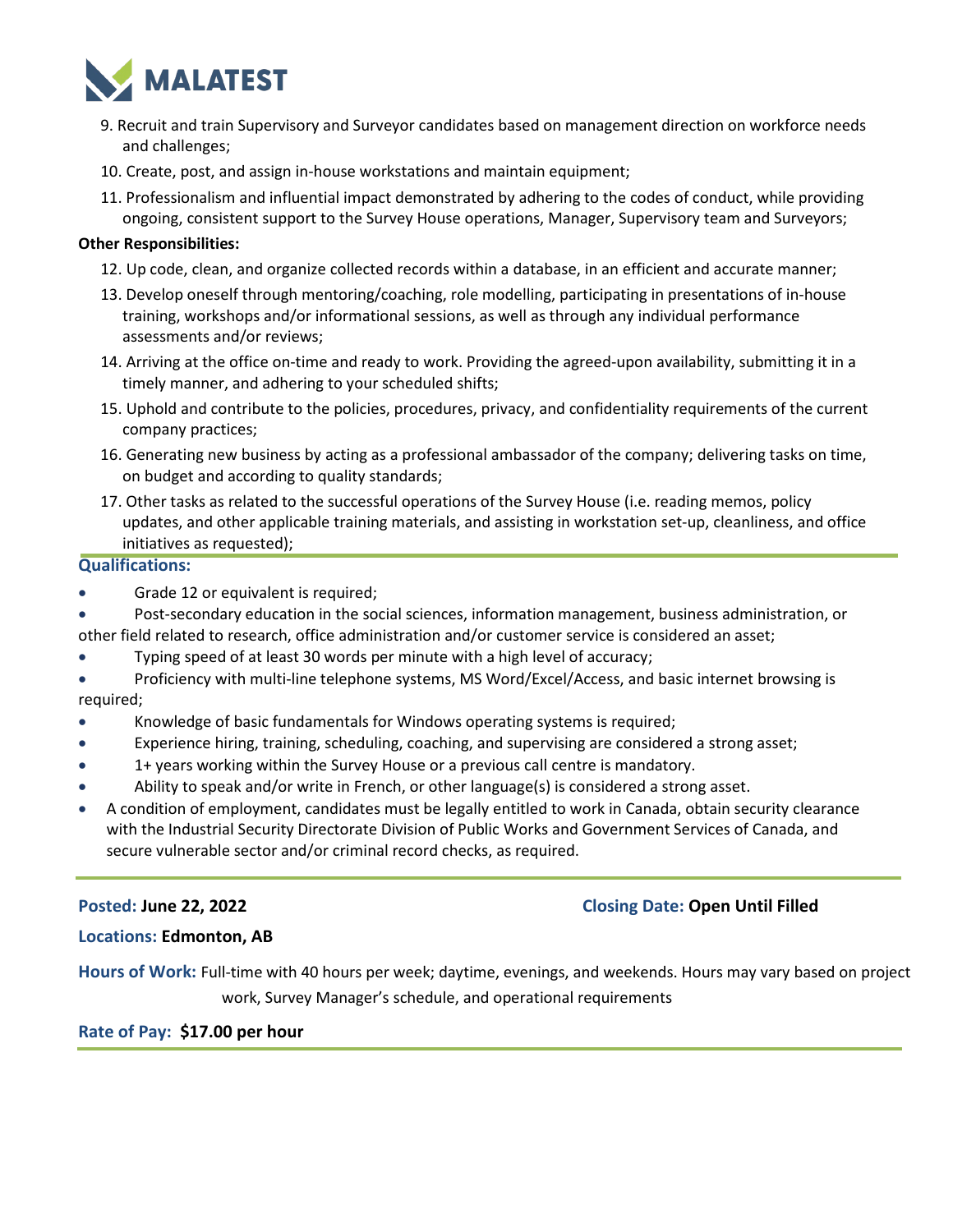9. Recruit and train Supervisory and Surveyor candidates based on management direction on workforce needs and challenges;
10. Create, post, and assign in-house workstations and maintain equipment;
11. Professionalism and influential impact demonstrated by adhering to the codes of conduct, while providing ongoing, consistent support to the Survey House operations, Manager, Supervisory team and Surveyors;

**Other Responsibilities:**

12. Up code, clean, and organize collected records within a database, in an efficient and accurate manner;
13. Develop oneself through mentoring/coaching, role modelling, participating in presentations of in-house training, workshops and/or informational sessions, as well as through any individual performance assessments and/or reviews;
14. Arriving at the office on-time and ready to work. Providing the agreed-upon availability, submitting it in a timely manner, and adhering to your scheduled shifts;
15. Uphold and contribute to the policies, procedures, privacy, and confidentiality requirements of the current company practices;
16. Generating new business by acting as a professional ambassador of the company; delivering tasks on time, on budget and according to quality standards;
17. Other tasks as related to the successful operations of the Survey House (i.e. reading memos, policy updates, and other applicable training materials, and assisting in workstation set-up, cleanliness, and office initiatives as requested);

## Qualifications:

- Grade 12 or equivalent is required;
- Post-secondary education in the social sciences, information management, business administration, or other field related to research, office administration and/or customer service is considered an asset;
- Typing speed of at least 30 words per minute with a high level of accuracy;
- Proficiency with multi-line telephone systems, MS Word/Excel/Access, and basic internet browsing is required;
- Knowledge of basic fundamentals for Windows operating systems is required;
- Experience hiring, training, scheduling, coaching, and supervising are considered a strong asset;
- 1+ years working within the Survey House or a previous call centre is mandatory.
- Ability to speak and/or write in French, or other language(s) is considered a strong asset.
- A condition of employment, candidates must be legally entitled to work in Canada, obtain security clearance with the Industrial Security Directorate Division of Public Works and Government Services of Canada, and secure vulnerable sector and/or criminal record checks, as required.

**Posted:** **June 22, 2022**

**Closing Date:** **Open Until Filled**

**Locations:** **Edmonton, AB**

**Hours of Work:** Full-time with 40 hours per week; daytime, evenings, and weekends. Hours may vary based on project work, Survey Manager's schedule, and operational requirements

**Rate of Pay:** **$17.00 per hour**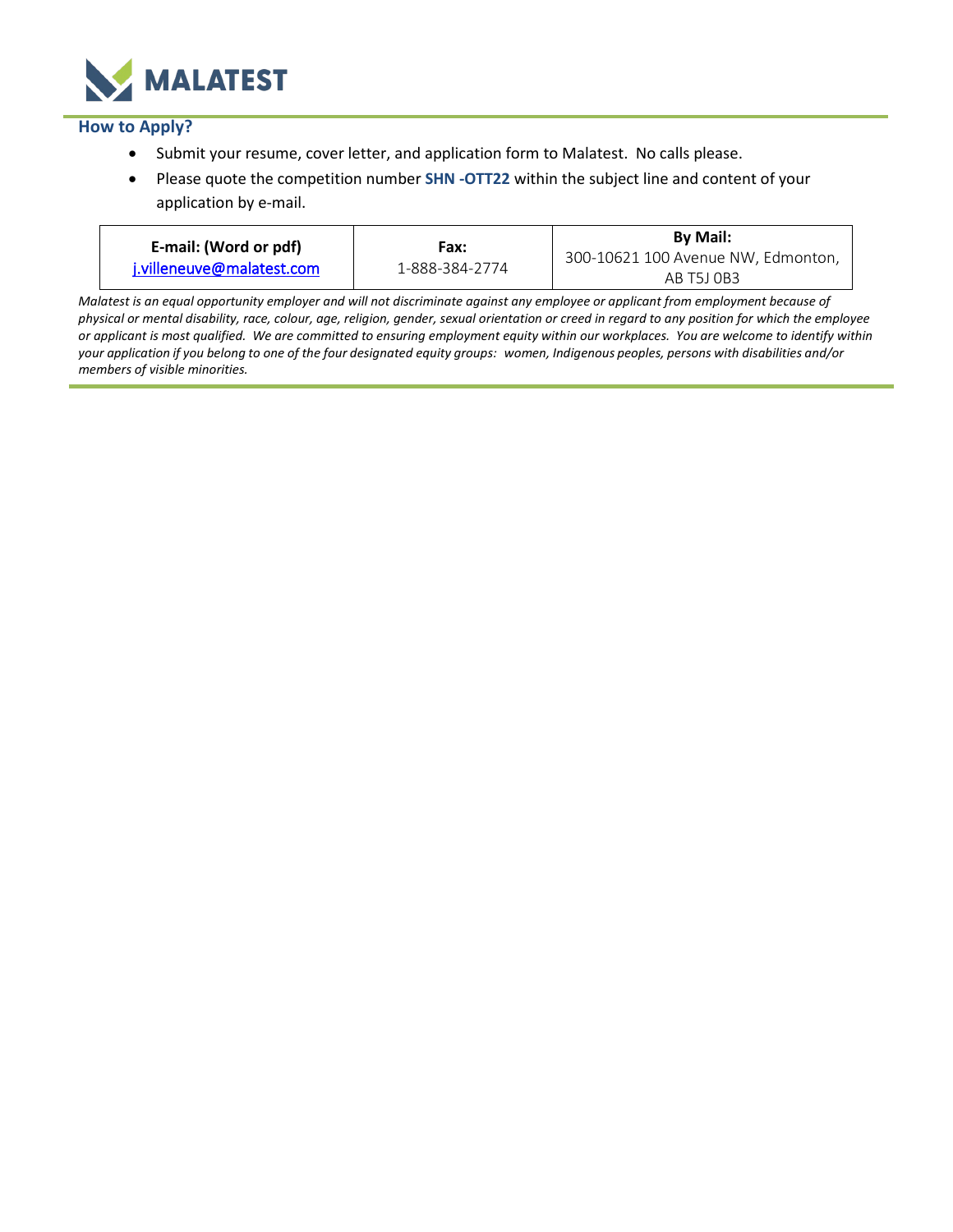MALATEST

## How to Apply?

- Submit your resume, cover letter, and application form to Malatest. No calls please.
- Please quote the competition number **SHN -OTT22** within the subject line and content of your application by e-mail.

| | | |
|---|---|---|
| **E-mail: (Word or pdf)** j.villeneuve@malatest.com | **Fax:** 1-888-384-2774 | **By Mail:** 300-10621 100 Avenue NW, Edmonton, AB T5J 0B3 |

*Malatest is an equal opportunity employer and will not discriminate against any employee or applicant from employment because of physical or mental disability, race, colour, age, religion, gender, sexual orientation or creed in regard to any position for which the employee or applicant is most qualified. We are committed to ensuring employment equity within our workplaces. You are welcome to identify within your application if you belong to one of the four designated equity groups: women, Indigenous peoples, persons with disabilities and/or members of visible minorities.*